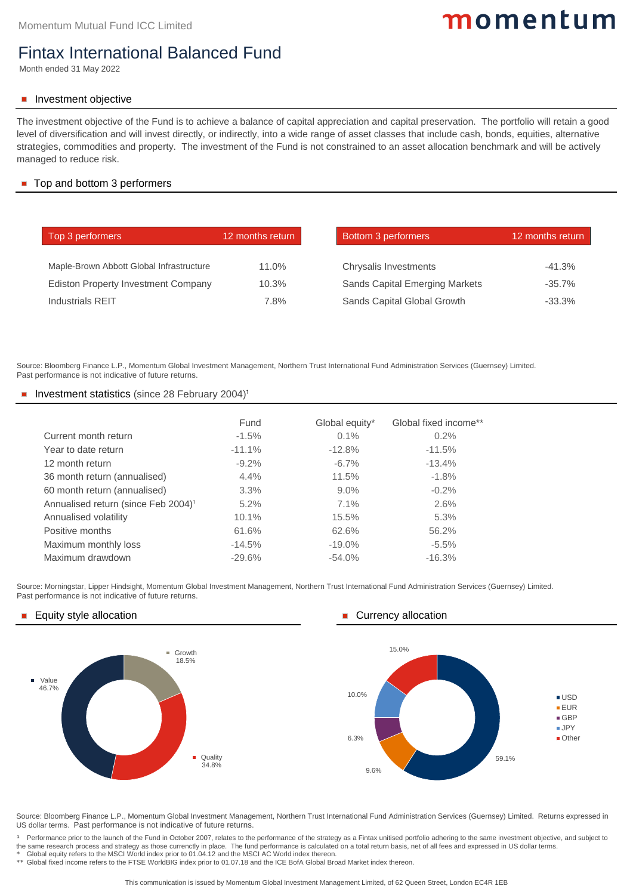Momentum Mutual Fund ICC Limited

momentum

# Fintax International Balanced Fund

Month ended 31 May 2022

## Investment objective

The investment objective of the Fund is to achieve a balance of capital appreciation and capital preservation. The portfolio will retain a good level of diversification and will invest directly, or indirectly, into a wide range of asset classes that include cash, bonds, equities, alternative strategies, commodities and property. The investment of the Fund is not constrained to an asset allocation benchmark and will be actively managed to reduce risk.

## Top and bottom 3 performers

| Top 3 performers | 12 months return |
|---|---|
| Maple-Brown Abbott Global Infrastructure | 11.0% |
| Ediston Property Investment Company | 10.3% |
| Industrials REIT | 7.8% |

| Bottom 3 performers | 12 months return |
|---|---|
| Chrysalis Investments | -41.3% |
| Sands Capital Emerging Markets | -35.7% |
| Sands Capital Global Growth | -33.3% |

Source: Bloomberg Finance L.P., Momentum Global Investment Management, Northern Trust International Fund Administration Services (Guernsey) Limited.
Past performance is not indicative of future returns.

## Investment statistics (since 28 February 2004)[1]

| | Fund | Global equity* | Global fixed income** |
|---|---|---|---|
| Current month return | -1.5% | 0.1% | 0.2% |
| Year to date return | -11.1% | -12.8% | -11.5% |
| 12 month return | -9.2% | -6.7% | -13.4% |
| 36 month return (annualised) | 4.4% | 11.5% | -1.8% |
| 60 month return (annualised) | 3.3% | 9.0% | -0.2% |
| Annualised return (since Feb 2004)[1] | 5.2% | 7.1% | 2.6% |
| Annualised volatility | 10.1% | 15.5% | 5.3% |
| Positive months | 61.6% | 62.6% | 56.2% |
| Maximum monthly loss | -14.5% | -19.0% | -5.5% |
| Maximum drawdown | -29.6% | -54.0% | -16.3% |

Source: Morningstar, Lipper Hindsight, Momentum Global Investment Management, Northern Trust International Fund Administration Services (Guernsey) Limited.
Past performance is not indicative of future returns.

## Equity style allocation

| Style | Allocation |
|---|---|
| Value | 46.7% |
| Growth | 18.5% |
| Quality | 34.8% |

## Currency allocation

| Currency | Allocation |
|---|---|
| USD | 59.1% |
| EUR | 9.6% |
| GBP | 6.3% |
| JPY | 10.0% |
| Other | 15.0% |

Source: Bloomberg Finance L.P., Momentum Global Investment Management, Northern Trust International Fund Administration Services (Guernsey) Limited. Returns expressed in US dollar terms. Past performance is not indicative of future returns.

[1] Performance prior to the launch of the Fund in October 2007, relates to the performance of the strategy as a Fintax unitised portfolio adhering to the same investment objective, and subject to the same research process and strategy as those currectly in place. The fund performance is calculated on a total return basis, net of all fees and expressed in US dollar terms.
\* Global equity refers to the MSCI World index prior to 01.04.12 and the MSCI AC World index thereon.
\*\* Global fixed income refers to the FTSE WorldBIG index prior to 01.07.18 and the ICE BofA Global Broad Market index thereon.

This communication is issued by Momentum Global Investment Management Limited, of 62 Queen Street, London EC4R 1EB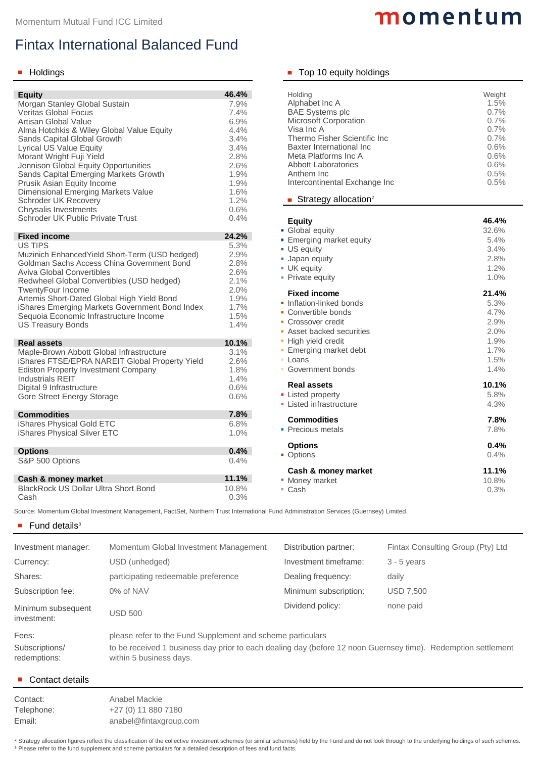Momentum Mutual Fund ICC Limited

# Fintax International Balanced Fund

## Holdings

| Holding | Weight |
|---|---|
| **Equity** | **46.4%** |
| Morgan Stanley Global Sustain | 7.9% |
| Veritas Global Focus | 7.4% |
| Artisan Global Value | 6.9% |
| Alma Hotchkis & Wiley Global Value Equity | 4.4% |
| Sands Capital Global Growth | 3.4% |
| Lyrical US Value Equity | 3.4% |
| Morant Wright Fuji Yield | 2.8% |
| Jennison Global Equity Opportunities | 2.6% |
| Sands Capital Emerging Markets Growth | 1.9% |
| Prusik Asian Equity Income | 1.9% |
| Dimensional Emerging Markets Value | 1.6% |
| Schroder UK Recovery | 1.2% |
| Chrysalis Investments | 0.6% |
| Schroder UK Public Private Trust | 0.4% |
| **Fixed income** | **24.2%** |
| US TIPS | 5.3% |
| Muzinich EnhancedYield Short-Term (USD hedged) | 2.9% |
| Goldman Sachs Access China Government Bond | 2.8% |
| Aviva Global Convertibles | 2.6% |
| Redwheel Global Convertibles (USD hedged) | 2.1% |
| TwentyFour Income | 2.0% |
| Artemis Short-Dated Global High Yield Bond | 1.9% |
| iShares Emerging Markets Government Bond Index | 1.7% |
| Sequoia Economic Infrastructure Income | 1.5% |
| US Treasury Bonds | 1.4% |
| **Real assets** | **10.1%** |
| Maple-Brown Abbott Global Infrastructure | 3.1% |
| iShares FTSE/EPRA NAREIT Global Property Yield | 2.6% |
| Ediston Property Investment Company | 1.8% |
| Industrials REIT | 1.4% |
| Digital 9 Infrastructure | 0.6% |
| Gore Street Energy Storage | 0.6% |
| **Commodities** | **7.8%** |
| iShares Physical Gold ETC | 6.8% |
| iShares Physical Silver ETC | 1.0% |
| **Options** | **0.4%** |
| S&P 500 Options | 0.4% |
| **Cash & money market** | **11.1%** |
| BlackRock US Dollar Ultra Short Bond | 10.8% |
| Cash | 0.3% |

## Top 10 equity holdings

| Holding | Weight |
|---|---|
| Alphabet Inc A | 1.5% |
| BAE Systems plc | 0.7% |
| Microsoft Corporation | 0.7% |
| Visa Inc A | 0.7% |
| Thermo Fisher Scientific Inc | 0.7% |
| Baxter International Inc | 0.6% |
| Meta Platforms Inc A | 0.6% |
| Abbott Laboratories | 0.6% |
| Anthem Inc | 0.5% |
| Intercontinental Exchange Inc | 0.5% |

## Strategy allocation[2]

| Strategy | Weight |
|---|---|
| **Equity** | **46.4%** |
| Global equity | 32.6% |
| Emerging market equity | 5.4% |
| US equity | 3.4% |
| Japan equity | 2.8% |
| UK equity | 1.2% |
| Private equity | 1.0% |
| **Fixed income** | **21.4%** |
| Inflation-linked bonds | 5.3% |
| Convertible bonds | 4.7% |
| Crossover credit | 2.9% |
| Asset backed securities | 2.0% |
| High yield credit | 1.9% |
| Emerging market debt | 1.7% |
| Loans | 1.5% |
| Government bonds | 1.4% |
| **Real assets** | **10.1%** |
| Listed property | 5.8% |
| Listed infrastructure | 4.3% |
| **Commodities** | **7.8%** |
| Precious metals | 7.8% |
| **Options** | **0.4%** |
| Options | 0.4% |
| **Cash & money market** | **11.1%** |
| Money market | 10.8% |
| Cash | 0.3% |

Source: Momentum Global Investment Management, FactSet, Northern Trust International Fund Administration Services (Guernsey) Limited.

## Fund details[3]

| | | | |
|---|---|---|---|
| Investment manager: | Momentum Global Investment Management | Distribution partner: | Fintax Consulting Group (Pty) Ltd |
| Currency: | USD (unhedged) | Investment timeframe: | 3 - 5 years |
| Shares: | participating redeemable preference | Dealing frequency: | daily |
| Subscription fee: | 0% of NAV | Minimum subscription: | USD 7,500 |
| Minimum subsequent investment: | USD 500 | Dividend policy: | none paid |

Fees: please refer to the Fund Supplement and scheme particulars

Subscriptions/ redemptions: to be received 1 business day prior to each dealing day (before 12 noon Guernsey time). Redemption settlement within 5 business days.

## Contact details

| | |
|---|---|
| Contact: | Anabel Mackie |
| Telephone: | +27 (0) 11 880 7180 |
| Email: | anabel@fintaxgroup.com |

[2] Strategy allocation figures reflect the classification of the collective investment schemes (or similar schemes) held by the Fund and do not look through to the underlying holdings of such schemes.
[3] Please refer to the fund supplement and scheme particulars for a detailed description of fees and fund facts.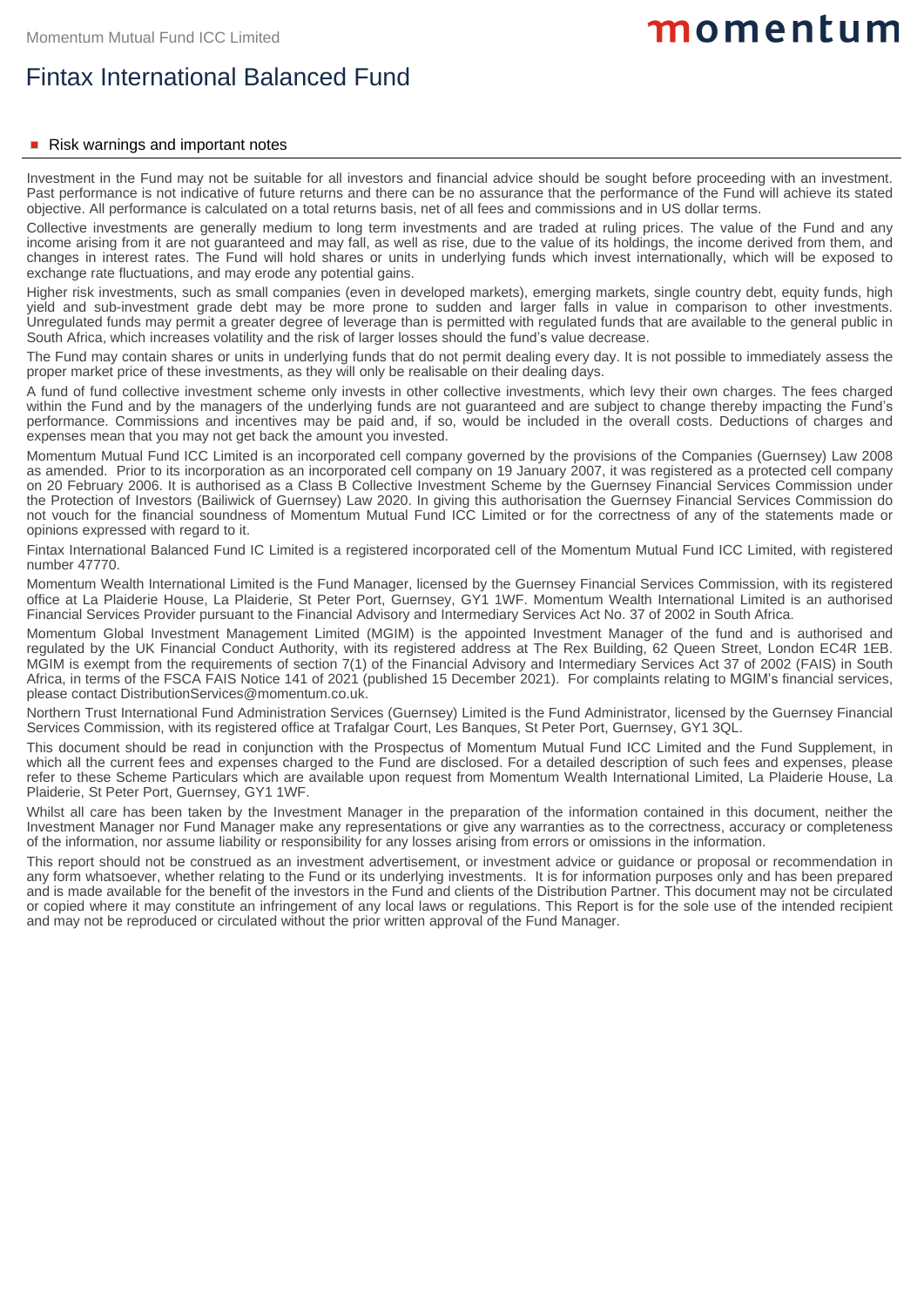# Fintax International Balanced Fund

## Risk warnings and important notes

Investment in the Fund may not be suitable for all investors and financial advice should be sought before proceeding with an investment. Past performance is not indicative of future returns and there can be no assurance that the performance of the Fund will achieve its stated objective. All performance is calculated on a total returns basis, net of all fees and commissions and in US dollar terms.

Collective investments are generally medium to long term investments and are traded at ruling prices. The value of the Fund and any income arising from it are not guaranteed and may fall, as well as rise, due to the value of its holdings, the income derived from them, and changes in interest rates. The Fund will hold shares or units in underlying funds which invest internationally, which will be exposed to exchange rate fluctuations, and may erode any potential gains.

Higher risk investments, such as small companies (even in developed markets), emerging markets, single country debt, equity funds, high yield and sub-investment grade debt may be more prone to sudden and larger falls in value in comparison to other investments. Unregulated funds may permit a greater degree of leverage than is permitted with regulated funds that are available to the general public in South Africa, which increases volatility and the risk of larger losses should the fund's value decrease.

The Fund may contain shares or units in underlying funds that do not permit dealing every day. It is not possible to immediately assess the proper market price of these investments, as they will only be realisable on their dealing days.

A fund of fund collective investment scheme only invests in other collective investments, which levy their own charges. The fees charged within the Fund and by the managers of the underlying funds are not guaranteed and are subject to change thereby impacting the Fund's performance. Commissions and incentives may be paid and, if so, would be included in the overall costs. Deductions of charges and expenses mean that you may not get back the amount you invested.

Momentum Mutual Fund ICC Limited is an incorporated cell company governed by the provisions of the Companies (Guernsey) Law 2008 as amended. Prior to its incorporation as an incorporated cell company on 19 January 2007, it was registered as a protected cell company on 20 February 2006. It is authorised as a Class B Collective Investment Scheme by the Guernsey Financial Services Commission under the Protection of Investors (Bailiwick of Guernsey) Law 2020. In giving this authorisation the Guernsey Financial Services Commission do not vouch for the financial soundness of Momentum Mutual Fund ICC Limited or for the correctness of any of the statements made or opinions expressed with regard to it.

Fintax International Balanced Fund IC Limited is a registered incorporated cell of the Momentum Mutual Fund ICC Limited, with registered number 47770.

Momentum Wealth International Limited is the Fund Manager, licensed by the Guernsey Financial Services Commission, with its registered office at La Plaiderie House, La Plaiderie, St Peter Port, Guernsey, GY1 1WF. Momentum Wealth International Limited is an authorised Financial Services Provider pursuant to the Financial Advisory and Intermediary Services Act No. 37 of 2002 in South Africa.

Momentum Global Investment Management Limited (MGIM) is the appointed Investment Manager of the fund and is authorised and regulated by the UK Financial Conduct Authority, with its registered address at The Rex Building, 62 Queen Street, London EC4R 1EB. MGIM is exempt from the requirements of section 7(1) of the Financial Advisory and Intermediary Services Act 37 of 2002 (FAIS) in South Africa, in terms of the FSCA FAIS Notice 141 of 2021 (published 15 December 2021). For complaints relating to MGIM's financial services, please contact DistributionServices@momentum.co.uk.

Northern Trust International Fund Administration Services (Guernsey) Limited is the Fund Administrator, licensed by the Guernsey Financial Services Commission, with its registered office at Trafalgar Court, Les Banques, St Peter Port, Guernsey, GY1 3QL.

This document should be read in conjunction with the Prospectus of Momentum Mutual Fund ICC Limited and the Fund Supplement, in which all the current fees and expenses charged to the Fund are disclosed. For a detailed description of such fees and expenses, please refer to these Scheme Particulars which are available upon request from Momentum Wealth International Limited, La Plaiderie House, La Plaiderie, St Peter Port, Guernsey, GY1 1WF.

Whilst all care has been taken by the Investment Manager in the preparation of the information contained in this document, neither the Investment Manager nor Fund Manager make any representations or give any warranties as to the correctness, accuracy or completeness of the information, nor assume liability or responsibility for any losses arising from errors or omissions in the information.

This report should not be construed as an investment advertisement, or investment advice or guidance or proposal or recommendation in any form whatsoever, whether relating to the Fund or its underlying investments. It is for information purposes only and has been prepared and is made available for the benefit of the investors in the Fund and clients of the Distribution Partner. This document may not be circulated or copied where it may constitute an infringement of any local laws or regulations. This Report is for the sole use of the intended recipient and may not be reproduced or circulated without the prior written approval of the Fund Manager.